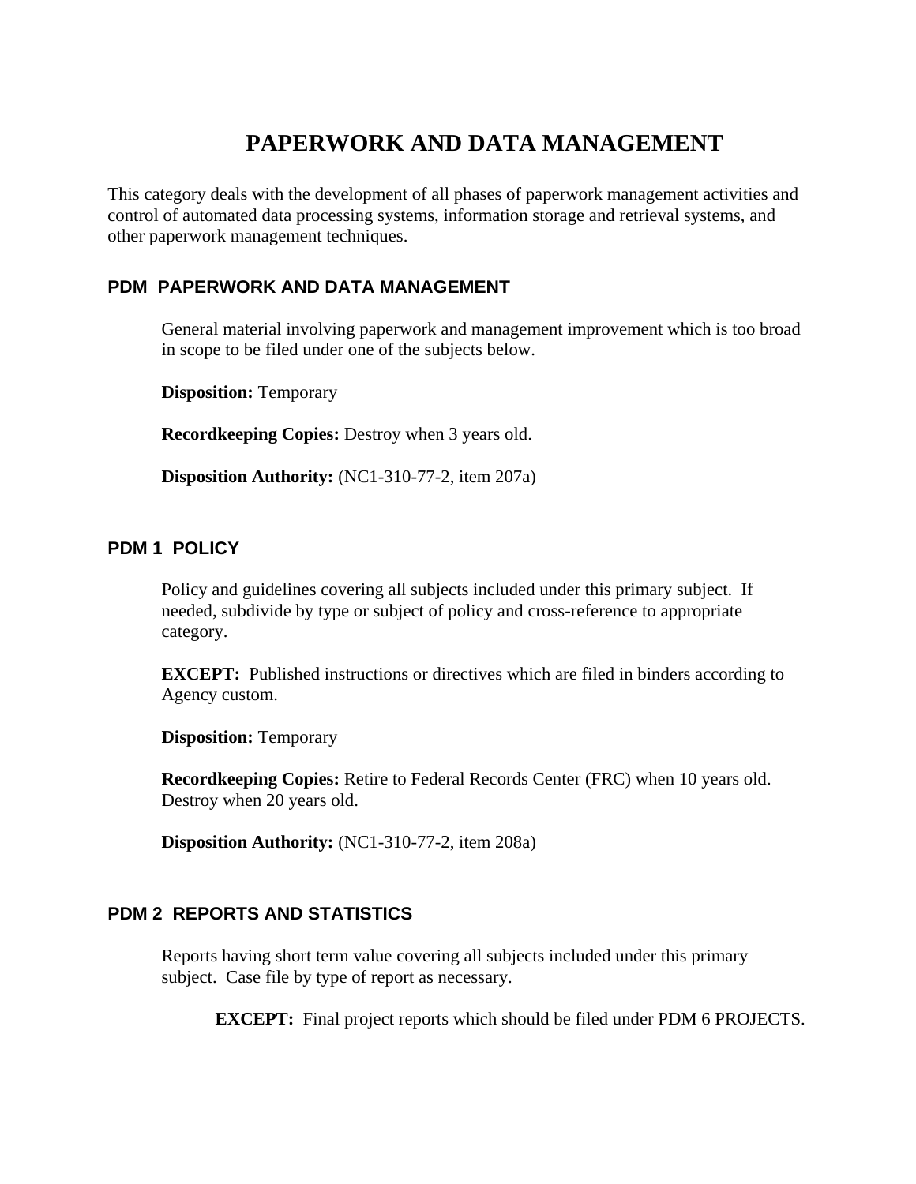# PAPERWORK AND DATA MANAGEMENT

This category deals with the development of all phases of paperwork management activities and control of automated data processing systems, information storage and retrieval systems, and other paperwork management techniques.

### PDM PAPERWORK AND DATA MANAGEMENT

General material involving paperwork and management improvement which is too broad in scope to be filed under one of the subjects below.

**Disposition:** Temporary

**Recordkeeping Copies:** Destroy when 3 years old.

**Disposition Authority:** (NC1-310-77-2, item 207a)

### PDM 1 POLICY

Policy and guidelines covering all subjects included under this primary subject. If needed, subdivide by type or subject of policy and cross-reference to appropriate category.

**EXCEPT:** Published instructions or directives which are filed in binders according to Agency custom.

**Disposition:** Temporary

**Recordkeeping Copies:** Retire to Federal Records Center (FRC) when 10 years old. Destroy when 20 years old.

**Disposition Authority:** (NC1-310-77-2, item 208a)

### PDM 2 REPORTS AND STATISTICS

Reports having short term value covering all subjects included under this primary subject. Case file by type of report as necessary.

**EXCEPT:** Final project reports which should be filed under PDM 6 PROJECTS.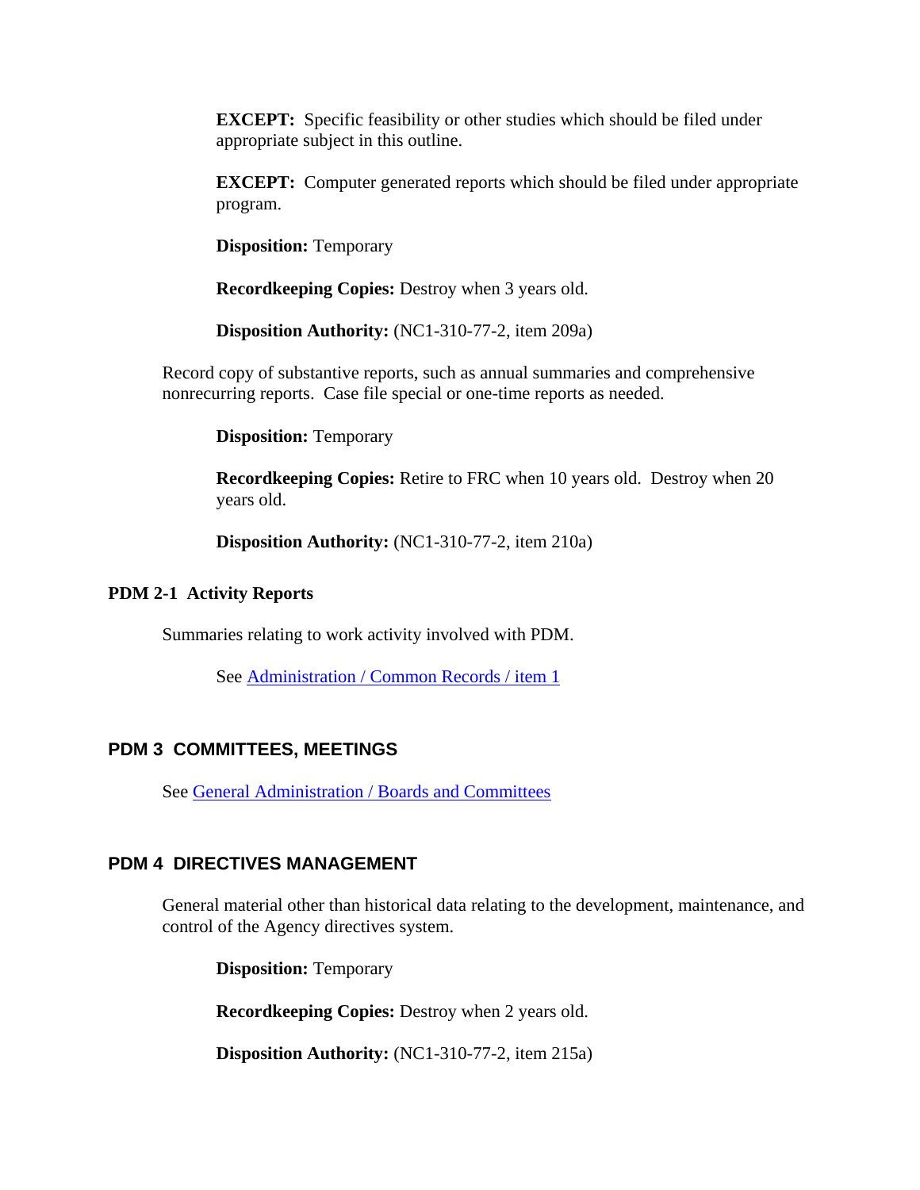**EXCEPT:** Specific feasibility or other studies which should be filed under appropriate subject in this outline.

**EXCEPT:** Computer generated reports which should be filed under appropriate program.

**Disposition:** Temporary

**Recordkeeping Copies:** Destroy when 3 years old.

**Disposition Authority:** (NC1-310-77-2, item 209a)

Record copy of substantive reports, such as annual summaries and comprehensive nonrecurring reports. Case file special or one-time reports as needed.

**Disposition:** Temporary

**Recordkeeping Copies:** Retire to FRC when 10 years old. Destroy when 20 years old.

**Disposition Authority:** (NC1-310-77-2, item 210a)

### PDM 2-1 Activity Reports

Summaries relating to work activity involved with PDM.

See Administration / Common Records / item 1

## PDM 3 COMMITTEES, MEETINGS

See General Administration / Boards and Committees

## PDM 4 DIRECTIVES MANAGEMENT

General material other than historical data relating to the development, maintenance, and control of the Agency directives system.

**Disposition:** Temporary

**Recordkeeping Copies:** Destroy when 2 years old.

**Disposition Authority:** (NC1-310-77-2, item 215a)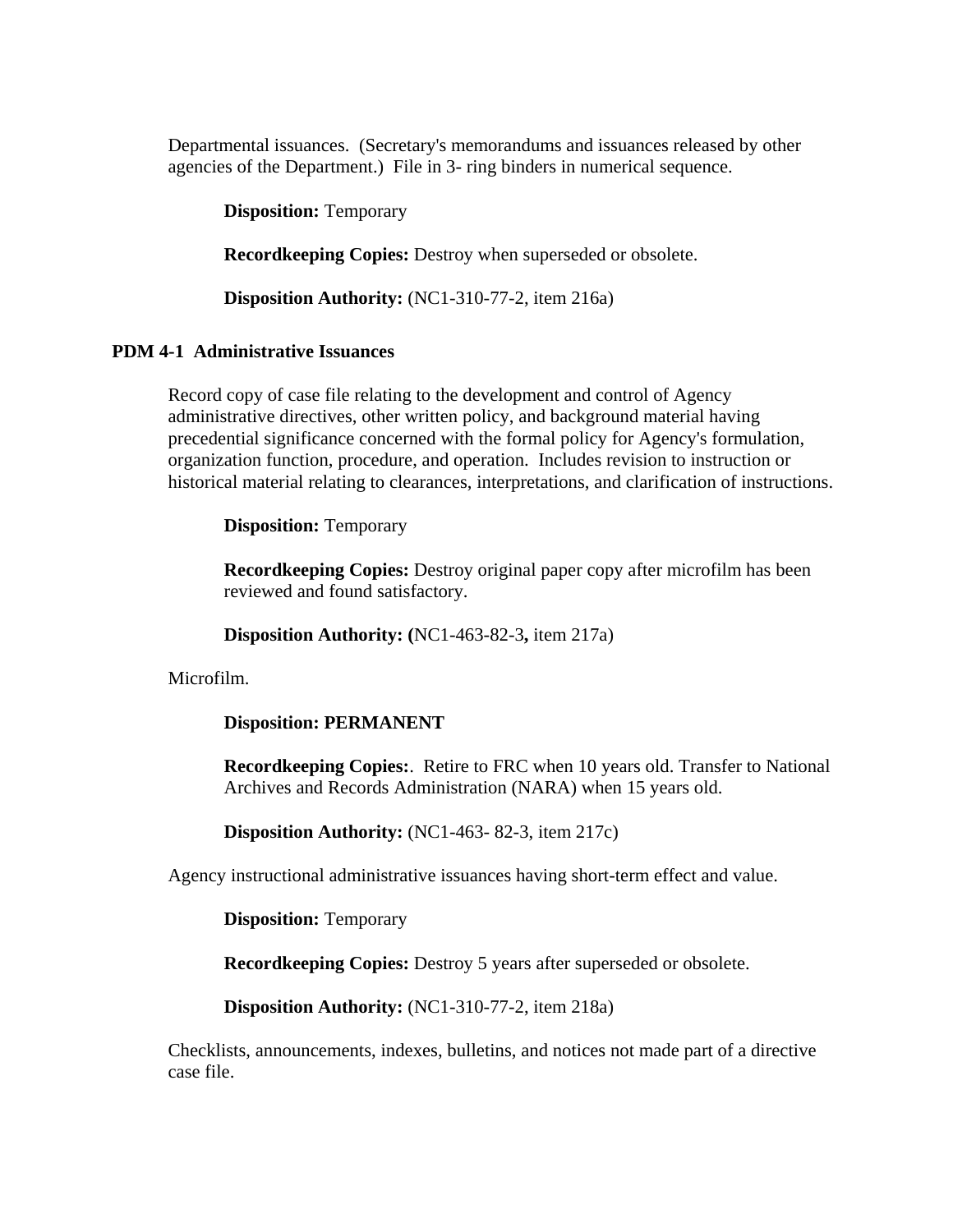Departmental issuances. (Secretary's memorandums and issuances released by other agencies of the Department.) File in 3- ring binders in numerical sequence.

**Disposition:** Temporary

**Recordkeeping Copies:** Destroy when superseded or obsolete.

**Disposition Authority:** (NC1-310-77-2, item 216a)

**PDM 4-1 Administrative Issuances**

Record copy of case file relating to the development and control of Agency administrative directives, other written policy, and background material having precedential significance concerned with the formal policy for Agency's formulation, organization function, procedure, and operation. Includes revision to instruction or historical material relating to clearances, interpretations, and clarification of instructions.

**Disposition:** Temporary

**Recordkeeping Copies:** Destroy original paper copy after microfilm has been reviewed and found satisfactory.

**Disposition Authority: (**NC1-463-82-3**,** item 217a)

Microfilm.

**Disposition: PERMANENT**

**Recordkeeping Copies:**. Retire to FRC when 10 years old. Transfer to National Archives and Records Administration (NARA) when 15 years old.

**Disposition Authority:** (NC1-463- 82-3, item 217c)

Agency instructional administrative issuances having short-term effect and value.

**Disposition:** Temporary

**Recordkeeping Copies:** Destroy 5 years after superseded or obsolete.

**Disposition Authority:** (NC1-310-77-2, item 218a)

Checklists, announcements, indexes, bulletins, and notices not made part of a directive case file.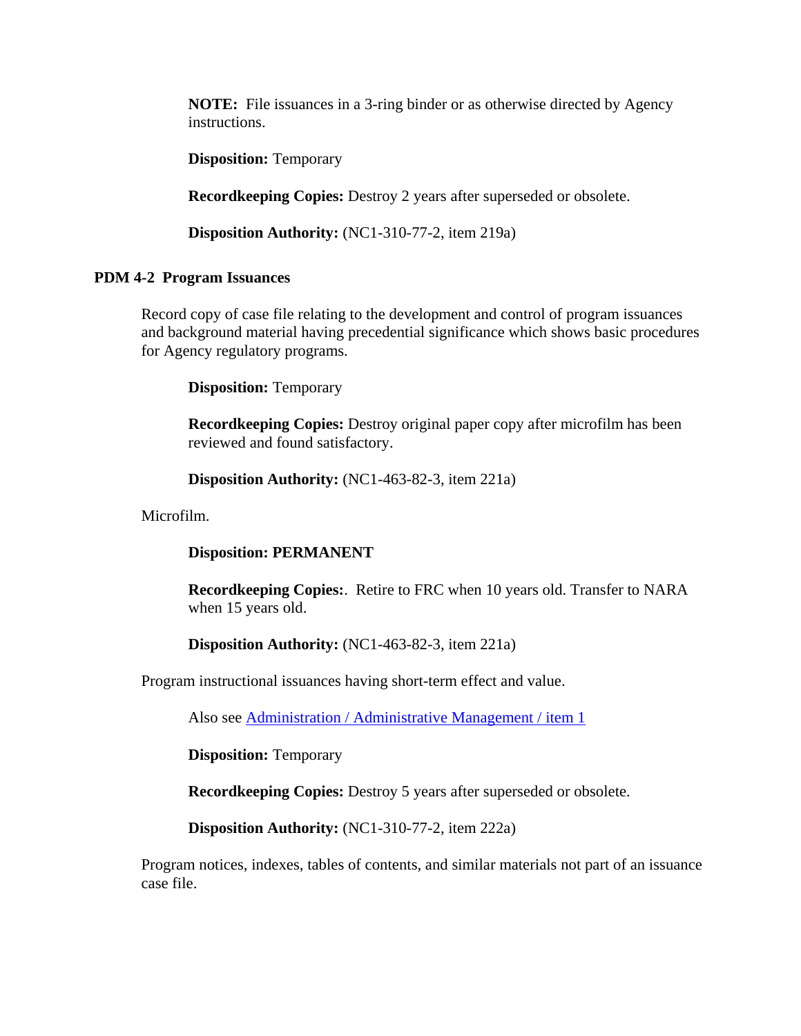**NOTE:** File issuances in a 3-ring binder or as otherwise directed by Agency instructions.

**Disposition:** Temporary

**Recordkeeping Copies:** Destroy 2 years after superseded or obsolete.

**Disposition Authority:** (NC1-310-77-2, item 219a)

### PDM 4-2 Program Issuances

Record copy of case file relating to the development and control of program issuances and background material having precedential significance which shows basic procedures for Agency regulatory programs.

**Disposition:** Temporary

**Recordkeeping Copies:** Destroy original paper copy after microfilm has been reviewed and found satisfactory.

**Disposition Authority:** (NC1-463-82-3, item 221a)

Microfilm.

**Disposition: PERMANENT**

**Recordkeeping Copies:**. Retire to FRC when 10 years old. Transfer to NARA when 15 years old.

**Disposition Authority:** (NC1-463-82-3, item 221a)

Program instructional issuances having short-term effect and value.

Also see Administration / Administrative Management / item 1

**Disposition:** Temporary

**Recordkeeping Copies:** Destroy 5 years after superseded or obsolete.

**Disposition Authority:** (NC1-310-77-2, item 222a)

Program notices, indexes, tables of contents, and similar materials not part of an issuance case file.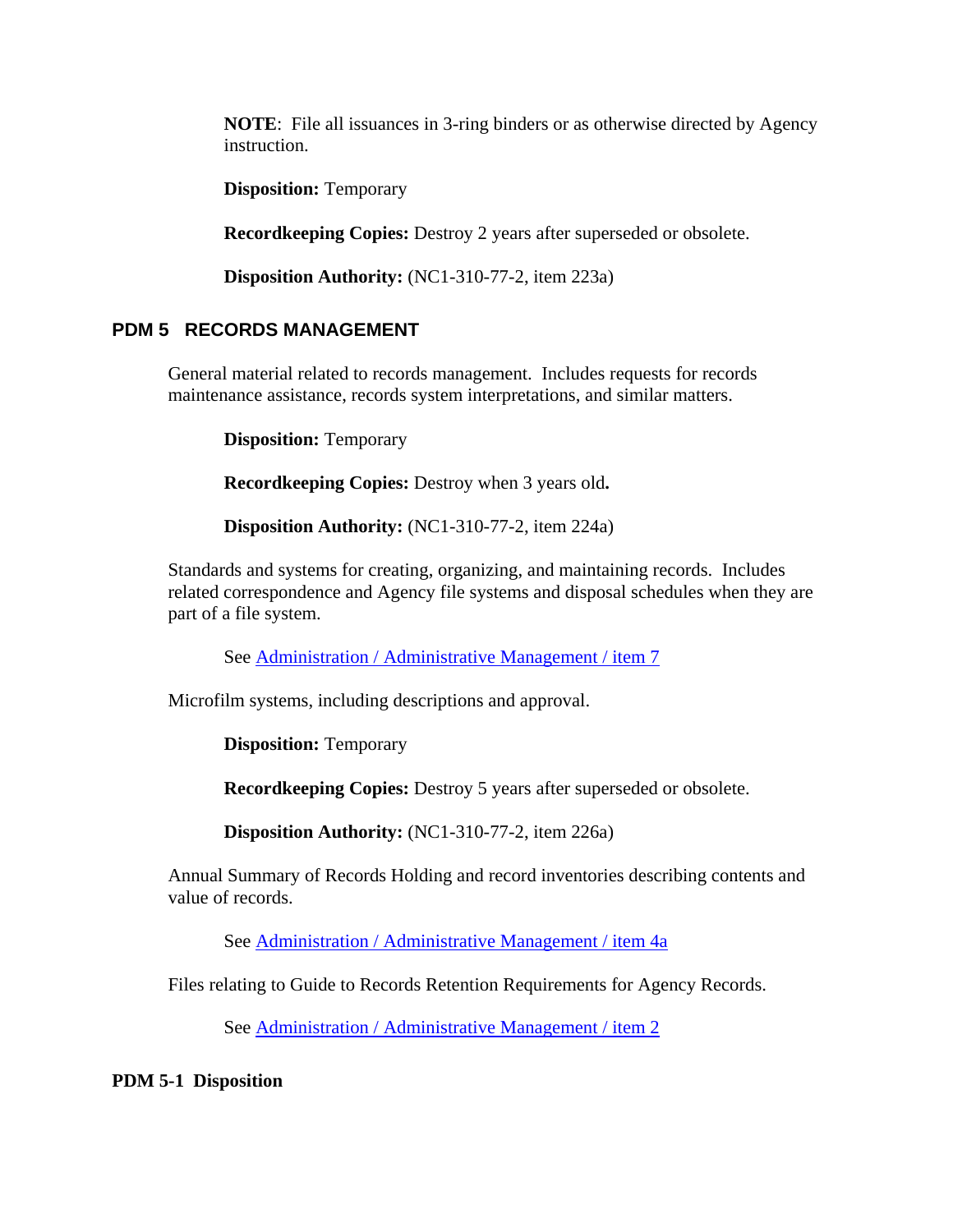**NOTE**: File all issuances in 3-ring binders or as otherwise directed by Agency instruction.

**Disposition:** Temporary

**Recordkeeping Copies:** Destroy 2 years after superseded or obsolete.

**Disposition Authority:** (NC1-310-77-2, item 223a)

## PDM 5 RECORDS MANAGEMENT

General material related to records management. Includes requests for records maintenance assistance, records system interpretations, and similar matters.

**Disposition:** Temporary

**Recordkeeping Copies:** Destroy when 3 years old**.**

**Disposition Authority:** (NC1-310-77-2, item 224a)

Standards and systems for creating, organizing, and maintaining records. Includes related correspondence and Agency file systems and disposal schedules when they are part of a file system.

See [Administration / Administrative Management / item 7]

Microfilm systems, including descriptions and approval.

**Disposition:** Temporary

**Recordkeeping Copies:** Destroy 5 years after superseded or obsolete.

**Disposition Authority:** (NC1-310-77-2, item 226a)

Annual Summary of Records Holding and record inventories describing contents and value of records.

See [Administration / Administrative Management / item 4a]

Files relating to Guide to Records Retention Requirements for Agency Records.

See [Administration / Administrative Management / item 2]

### PDM 5-1 Disposition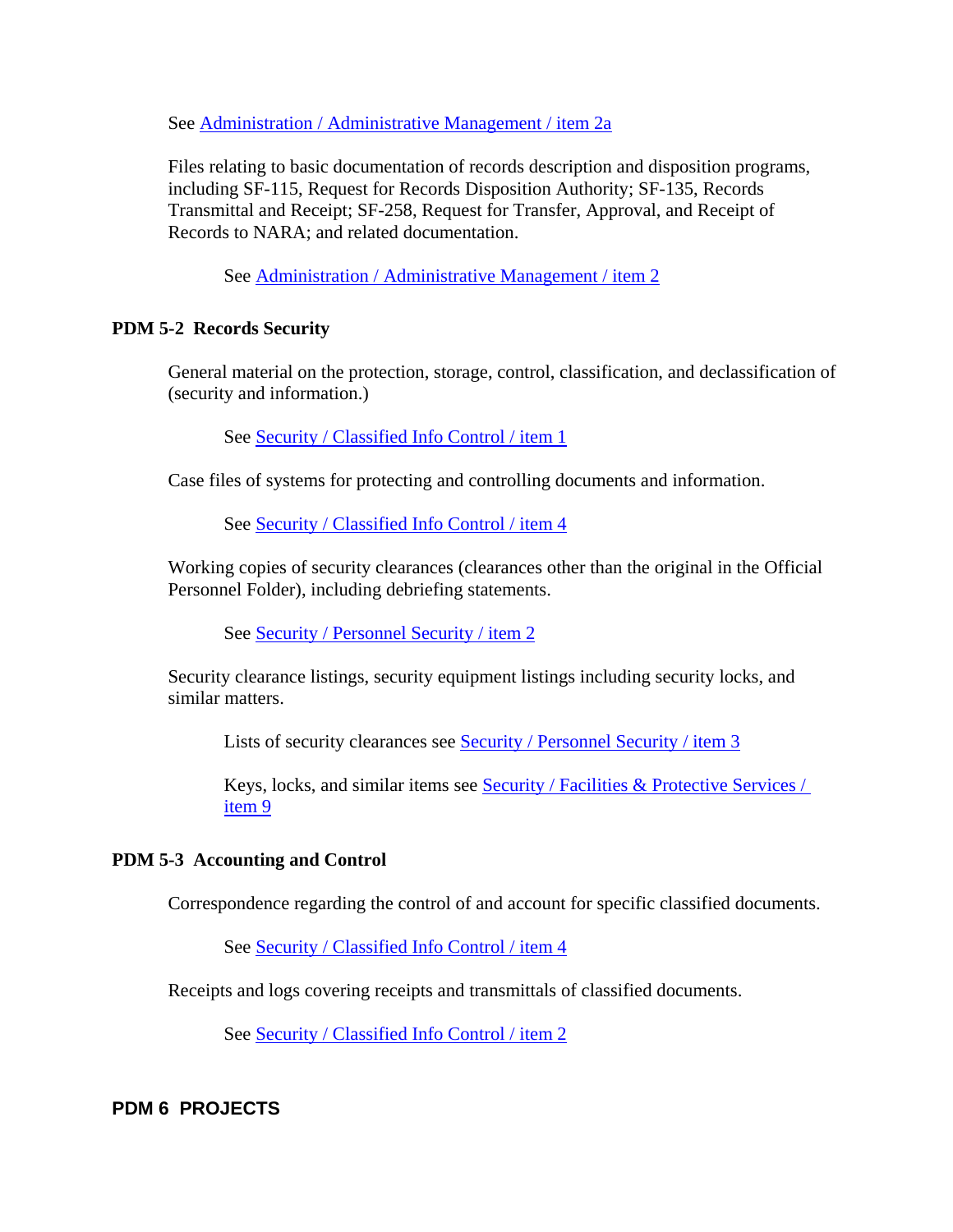See Administration / Administrative Management / item 2a

Files relating to basic documentation of records description and disposition programs, including SF-115, Request for Records Disposition Authority; SF-135, Records Transmittal and Receipt; SF-258, Request for Transfer, Approval, and Receipt of Records to NARA; and related documentation.

See Administration / Administrative Management / item 2

### PDM 5-2 Records Security

General material on the protection, storage, control, classification, and declassification of (security and information.)

See Security / Classified Info Control / item 1

Case files of systems for protecting and controlling documents and information.

See Security / Classified Info Control / item 4

Working copies of security clearances (clearances other than the original in the Official Personnel Folder), including debriefing statements.

See Security / Personnel Security / item 2

Security clearance listings, security equipment listings including security locks, and similar matters.

Lists of security clearances see Security / Personnel Security / item 3

Keys, locks, and similar items see Security / Facilities & Protective Services / item 9

### PDM 5-3 Accounting and Control

Correspondence regarding the control of and account for specific classified documents.

See Security / Classified Info Control / item 4

Receipts and logs covering receipts and transmittals of classified documents.

See Security / Classified Info Control / item 2

## PDM 6 PROJECTS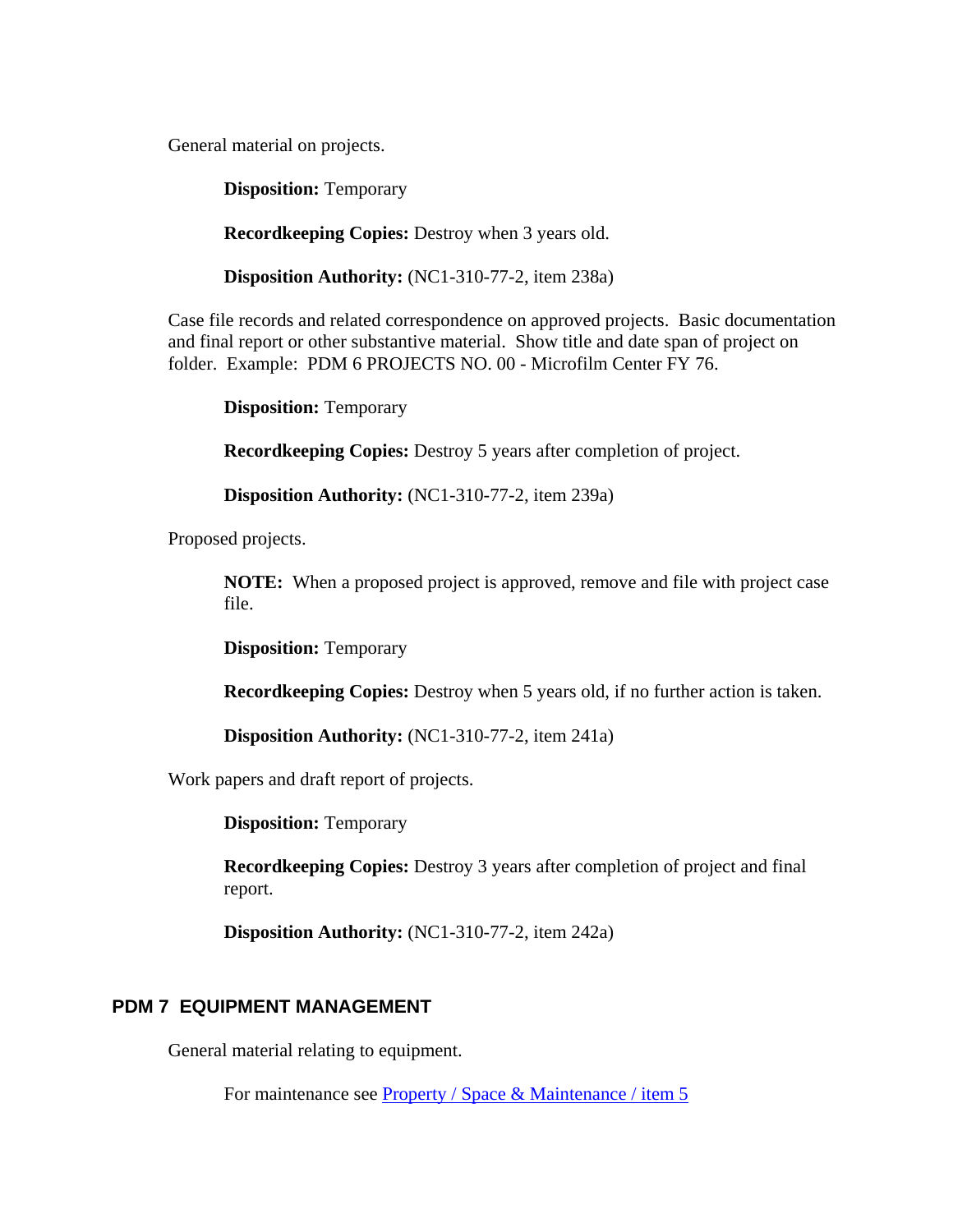General material on projects.

**Disposition:** Temporary

**Recordkeeping Copies:** Destroy when 3 years old.

**Disposition Authority:** (NC1-310-77-2, item 238a)

Case file records and related correspondence on approved projects. Basic documentation and final report or other substantive material. Show title and date span of project on folder. Example: PDM 6 PROJECTS NO. 00 - Microfilm Center FY 76.

**Disposition:** Temporary

**Recordkeeping Copies:** Destroy 5 years after completion of project.

**Disposition Authority:** (NC1-310-77-2, item 239a)

Proposed projects.

**NOTE:** When a proposed project is approved, remove and file with project case file.

**Disposition:** Temporary

**Recordkeeping Copies:** Destroy when 5 years old, if no further action is taken.

**Disposition Authority:** (NC1-310-77-2, item 241a)

Work papers and draft report of projects.

**Disposition:** Temporary

**Recordkeeping Copies:** Destroy 3 years after completion of project and final report.

**Disposition Authority:** (NC1-310-77-2, item 242a)

## PDM 7 EQUIPMENT MANAGEMENT

General material relating to equipment.

For maintenance see Property / Space & Maintenance / item 5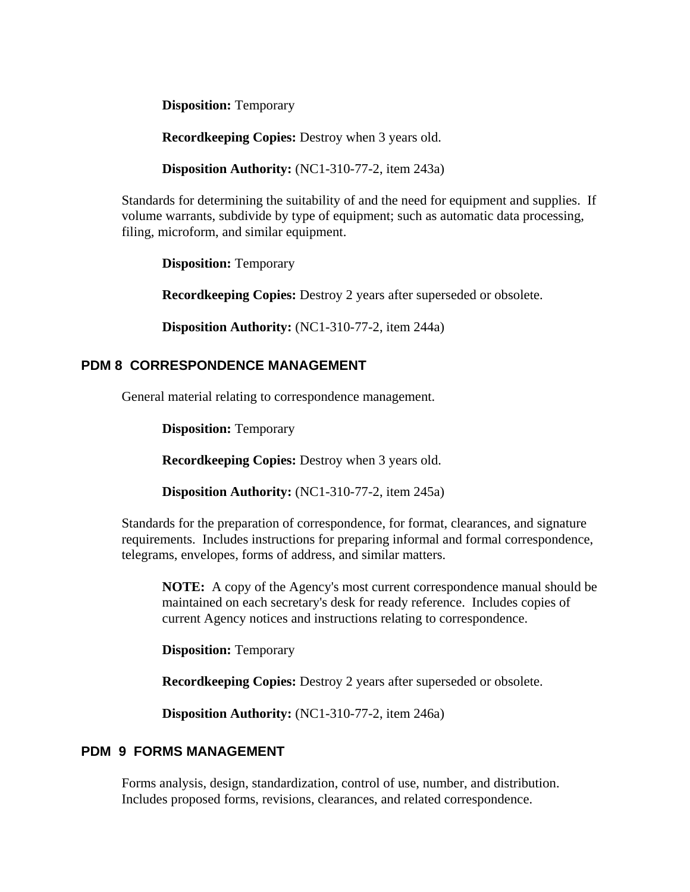**Disposition:** Temporary

**Recordkeeping Copies:** Destroy when 3 years old.

**Disposition Authority:** (NC1-310-77-2, item 243a)

Standards for determining the suitability of and the need for equipment and supplies. If volume warrants, subdivide by type of equipment; such as automatic data processing, filing, microform, and similar equipment.

**Disposition:** Temporary

**Recordkeeping Copies:** Destroy 2 years after superseded or obsolete.

**Disposition Authority:** (NC1-310-77-2, item 244a)

## PDM 8 CORRESPONDENCE MANAGEMENT

General material relating to correspondence management.

**Disposition:** Temporary

**Recordkeeping Copies:** Destroy when 3 years old.

**Disposition Authority:** (NC1-310-77-2, item 245a)

Standards for the preparation of correspondence, for format, clearances, and signature requirements. Includes instructions for preparing informal and formal correspondence, telegrams, envelopes, forms of address, and similar matters.

**NOTE:** A copy of the Agency's most current correspondence manual should be maintained on each secretary's desk for ready reference. Includes copies of current Agency notices and instructions relating to correspondence.

**Disposition:** Temporary

**Recordkeeping Copies:** Destroy 2 years after superseded or obsolete.

**Disposition Authority:** (NC1-310-77-2, item 246a)

## PDM 9 FORMS MANAGEMENT

Forms analysis, design, standardization, control of use, number, and distribution. Includes proposed forms, revisions, clearances, and related correspondence.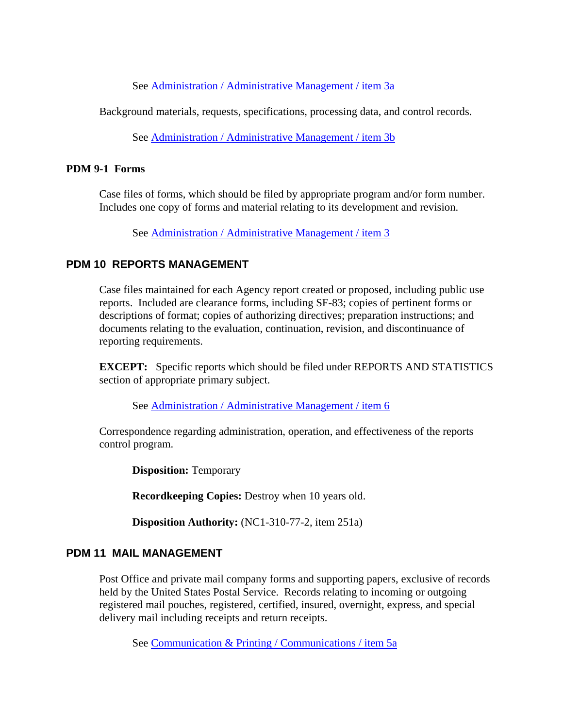See Administration / Administrative Management / item 3a

Background materials, requests, specifications, processing data, and control records.

See Administration / Administrative Management / item 3b

**PDM 9-1 Forms**

Case files of forms, which should be filed by appropriate program and/or form number. Includes one copy of forms and material relating to its development and revision.

See Administration / Administrative Management / item 3

## PDM 10 REPORTS MANAGEMENT

Case files maintained for each Agency report created or proposed, including public use reports. Included are clearance forms, including SF-83; copies of pertinent forms or descriptions of format; copies of authorizing directives; preparation instructions; and documents relating to the evaluation, continuation, revision, and discontinuance of reporting requirements.

**EXCEPT:** Specific reports which should be filed under REPORTS AND STATISTICS section of appropriate primary subject.

See Administration / Administrative Management / item 6

Correspondence regarding administration, operation, and effectiveness of the reports control program.

**Disposition:** Temporary

**Recordkeeping Copies:** Destroy when 10 years old.

**Disposition Authority:** (NC1-310-77-2, item 251a)

## PDM 11 MAIL MANAGEMENT

Post Office and private mail company forms and supporting papers, exclusive of records held by the United States Postal Service. Records relating to incoming or outgoing registered mail pouches, registered, certified, insured, overnight, express, and special delivery mail including receipts and return receipts.

See Communication & Printing / Communications / item 5a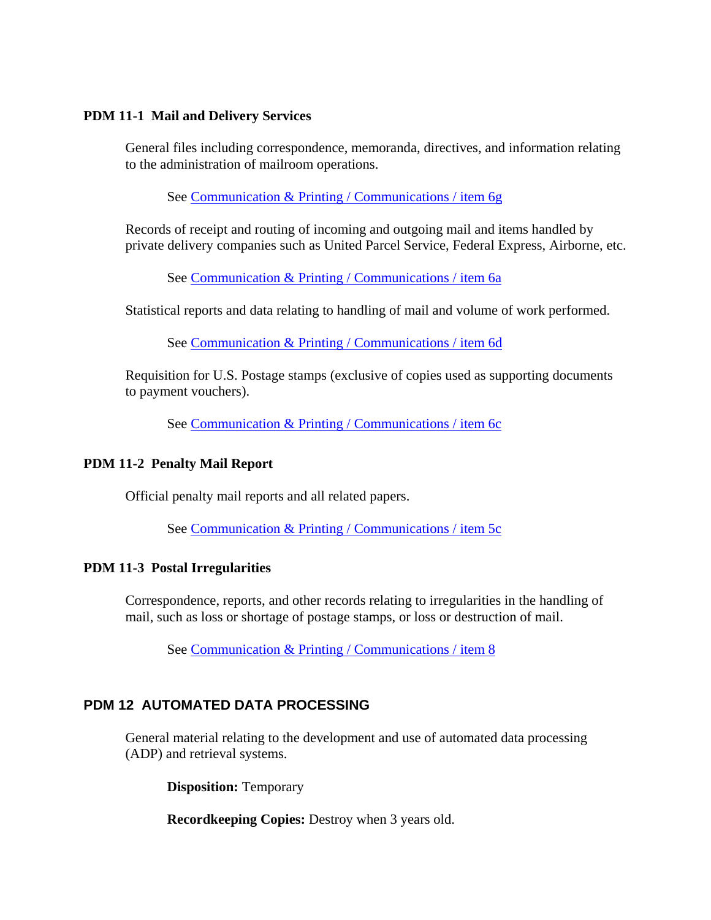### PDM 11-1 Mail and Delivery Services

General files including correspondence, memoranda, directives, and information relating to the administration of mailroom operations.

See Communication & Printing / Communications / item 6g

Records of receipt and routing of incoming and outgoing mail and items handled by private delivery companies such as United Parcel Service, Federal Express, Airborne, etc.

See Communication & Printing / Communications / item 6a

Statistical reports and data relating to handling of mail and volume of work performed.

See Communication & Printing / Communications / item 6d

Requisition for U.S. Postage stamps (exclusive of copies used as supporting documents to payment vouchers).

See Communication & Printing / Communications / item 6c

### PDM 11-2 Penalty Mail Report

Official penalty mail reports and all related papers.

See Communication & Printing / Communications / item 5c

### PDM 11-3 Postal Irregularities

Correspondence, reports, and other records relating to irregularities in the handling of mail, such as loss or shortage of postage stamps, or loss or destruction of mail.

See Communication & Printing / Communications / item 8

## PDM 12 AUTOMATED DATA PROCESSING

General material relating to the development and use of automated data processing (ADP) and retrieval systems.

**Disposition:** Temporary

**Recordkeeping Copies:** Destroy when 3 years old.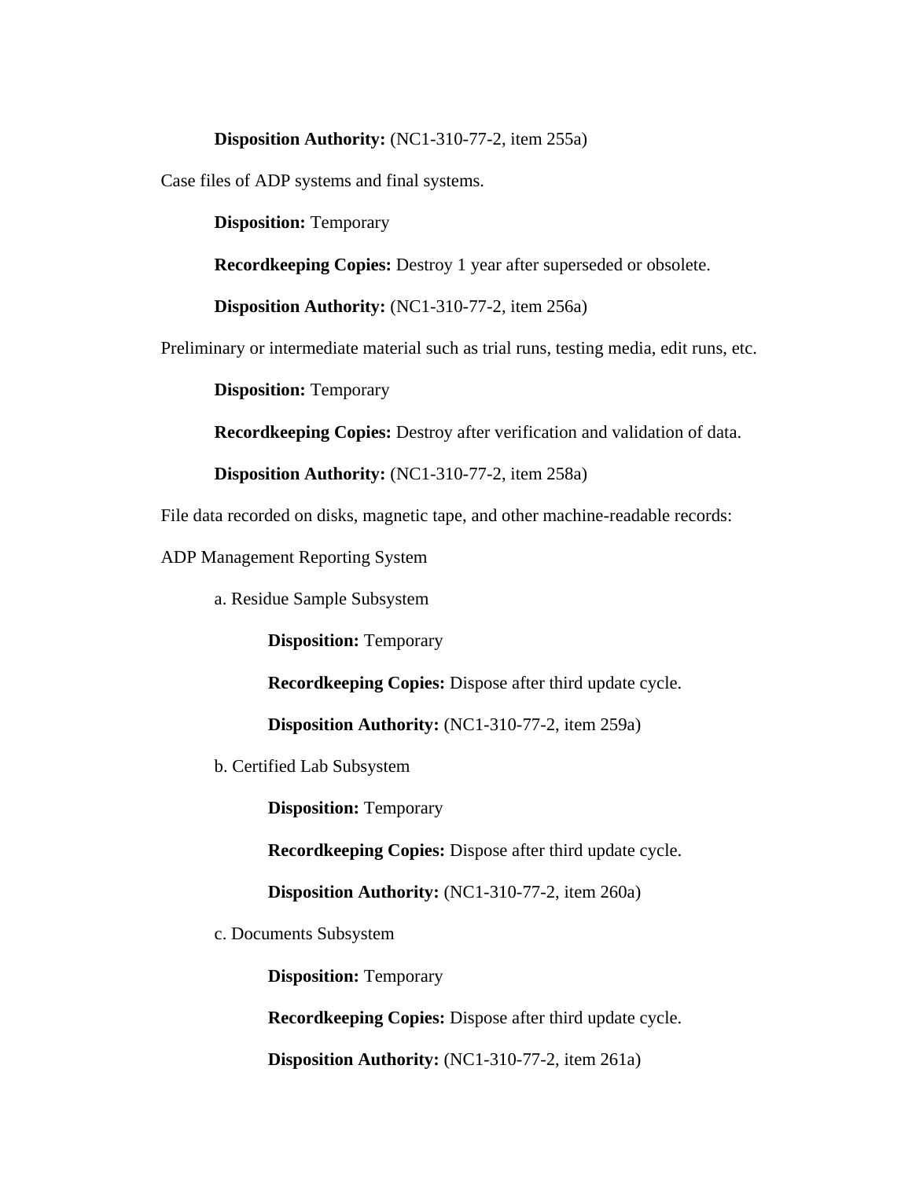**Disposition Authority:** (NC1-310-77-2, item 255a)

Case files of ADP systems and final systems.

**Disposition:** Temporary

**Recordkeeping Copies:** Destroy 1 year after superseded or obsolete.

**Disposition Authority:** (NC1-310-77-2, item 256a)

Preliminary or intermediate material such as trial runs, testing media, edit runs, etc.

**Disposition:** Temporary

**Recordkeeping Copies:** Destroy after verification and validation of data.

**Disposition Authority:** (NC1-310-77-2, item 258a)

File data recorded on disks, magnetic tape, and other machine-readable records:

ADP Management Reporting System

a. Residue Sample Subsystem

**Disposition:** Temporary

**Recordkeeping Copies:** Dispose after third update cycle.

**Disposition Authority:** (NC1-310-77-2, item 259a)

b. Certified Lab Subsystem

**Disposition:** Temporary

**Recordkeeping Copies:** Dispose after third update cycle.

**Disposition Authority:** (NC1-310-77-2, item 260a)

c. Documents Subsystem

**Disposition:** Temporary

**Recordkeeping Copies:** Dispose after third update cycle.

**Disposition Authority:** (NC1-310-77-2, item 261a)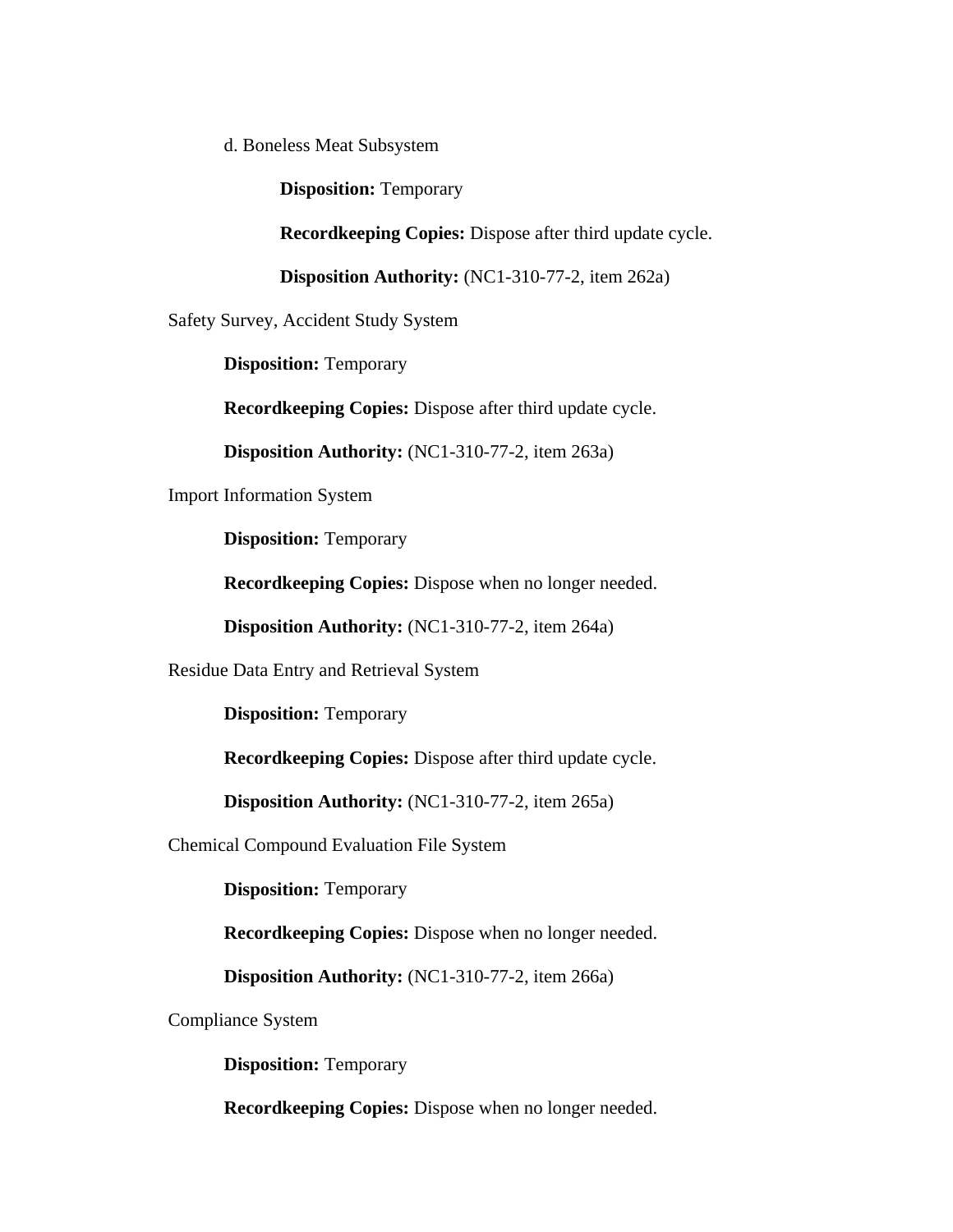d. Boneless Meat Subsystem

**Disposition:** Temporary

**Recordkeeping Copies:** Dispose after third update cycle.

**Disposition Authority:** (NC1-310-77-2, item 262a)

Safety Survey, Accident Study System

**Disposition:** Temporary

**Recordkeeping Copies:** Dispose after third update cycle.

**Disposition Authority:** (NC1-310-77-2, item 263a)

Import Information System

**Disposition:** Temporary

**Recordkeeping Copies:** Dispose when no longer needed.

**Disposition Authority:** (NC1-310-77-2, item 264a)

Residue Data Entry and Retrieval System

**Disposition:** Temporary

**Recordkeeping Copies:** Dispose after third update cycle.

**Disposition Authority:** (NC1-310-77-2, item 265a)

Chemical Compound Evaluation File System

**Disposition:** Temporary

**Recordkeeping Copies:** Dispose when no longer needed.

**Disposition Authority:** (NC1-310-77-2, item 266a)

Compliance System

**Disposition:** Temporary

**Recordkeeping Copies:** Dispose when no longer needed.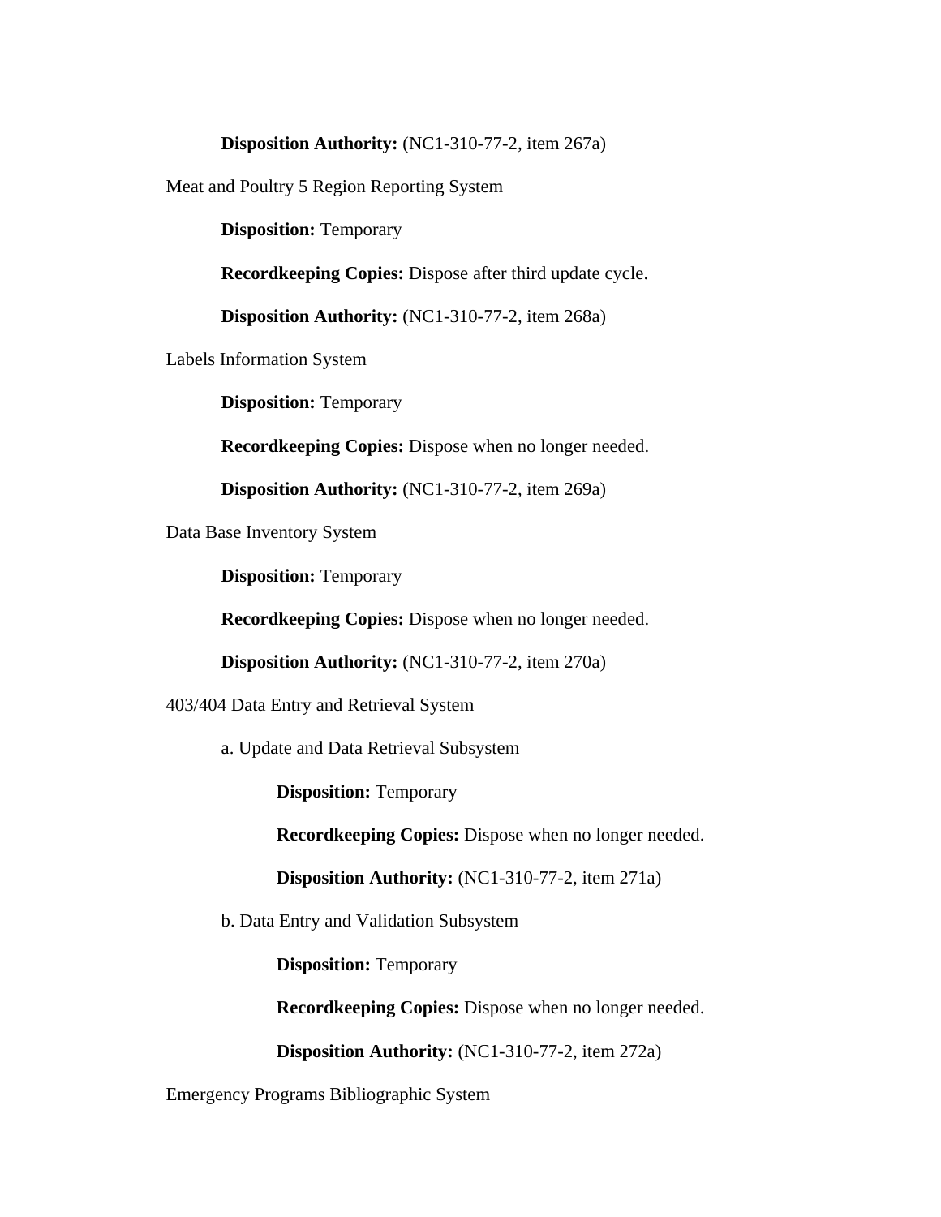**Disposition Authority:** (NC1-310-77-2, item 267a)

Meat and Poultry 5 Region Reporting System

**Disposition:** Temporary

**Recordkeeping Copies:** Dispose after third update cycle.

**Disposition Authority:** (NC1-310-77-2, item 268a)

Labels Information System

**Disposition:** Temporary

**Recordkeeping Copies:** Dispose when no longer needed.

**Disposition Authority:** (NC1-310-77-2, item 269a)

Data Base Inventory System

**Disposition:** Temporary

**Recordkeeping Copies:** Dispose when no longer needed.

**Disposition Authority:** (NC1-310-77-2, item 270a)

403/404 Data Entry and Retrieval System

a. Update and Data Retrieval Subsystem

**Disposition:** Temporary

**Recordkeeping Copies:** Dispose when no longer needed.

**Disposition Authority:** (NC1-310-77-2, item 271a)

b. Data Entry and Validation Subsystem

**Disposition:** Temporary

**Recordkeeping Copies:** Dispose when no longer needed.

**Disposition Authority:** (NC1-310-77-2, item 272a)

Emergency Programs Bibliographic System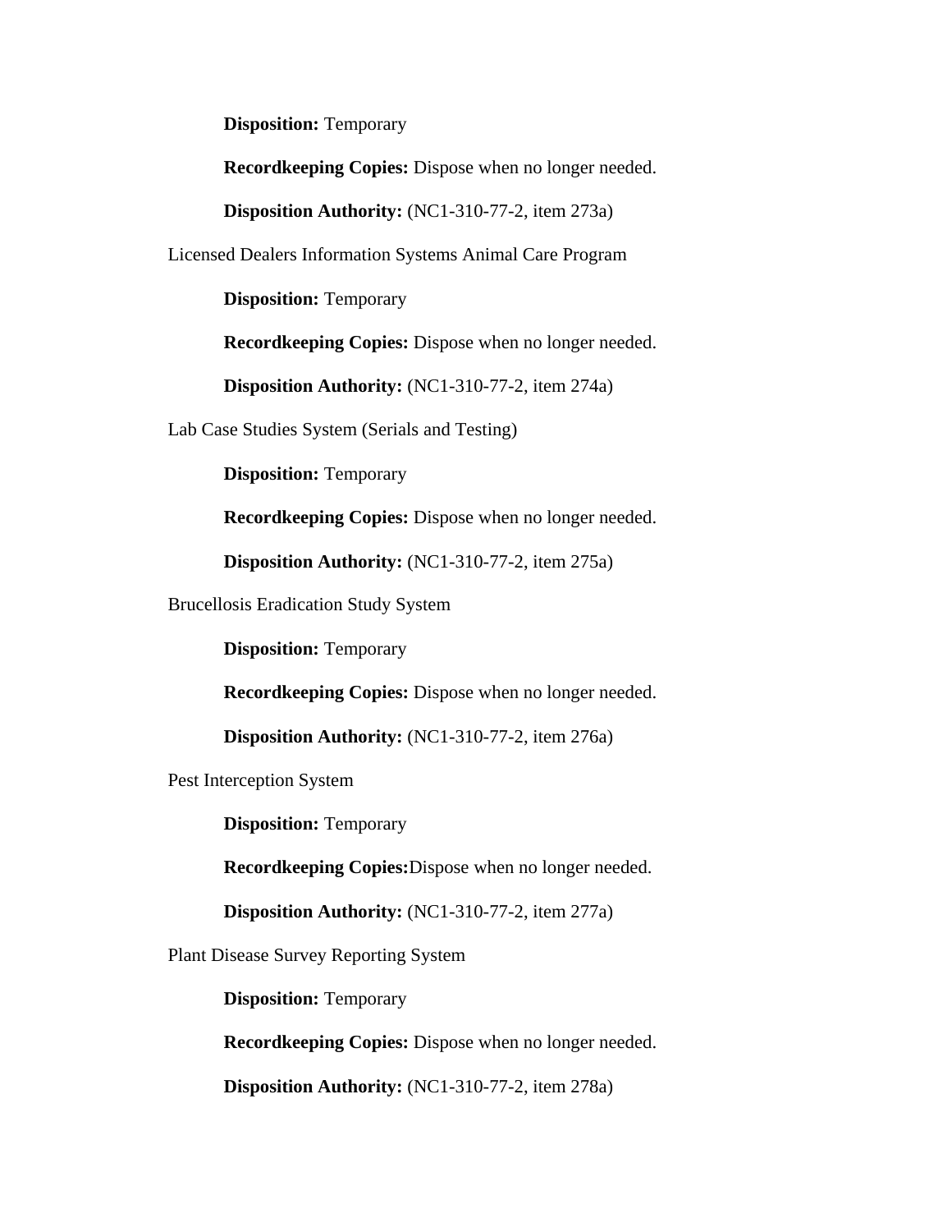**Disposition:** Temporary

**Recordkeeping Copies:** Dispose when no longer needed.

**Disposition Authority:** (NC1-310-77-2, item 273a)

Licensed Dealers Information Systems Animal Care Program

**Disposition:** Temporary

**Recordkeeping Copies:** Dispose when no longer needed.

**Disposition Authority:** (NC1-310-77-2, item 274a)

Lab Case Studies System (Serials and Testing)

**Disposition:** Temporary

**Recordkeeping Copies:** Dispose when no longer needed.

**Disposition Authority:** (NC1-310-77-2, item 275a)

Brucellosis Eradication Study System

**Disposition:** Temporary

**Recordkeeping Copies:** Dispose when no longer needed.

**Disposition Authority:** (NC1-310-77-2, item 276a)

Pest Interception System

**Disposition:** Temporary

**Recordkeeping Copies:**Dispose when no longer needed.

**Disposition Authority:** (NC1-310-77-2, item 277a)

Plant Disease Survey Reporting System

**Disposition:** Temporary

**Recordkeeping Copies:** Dispose when no longer needed.

**Disposition Authority:** (NC1-310-77-2, item 278a)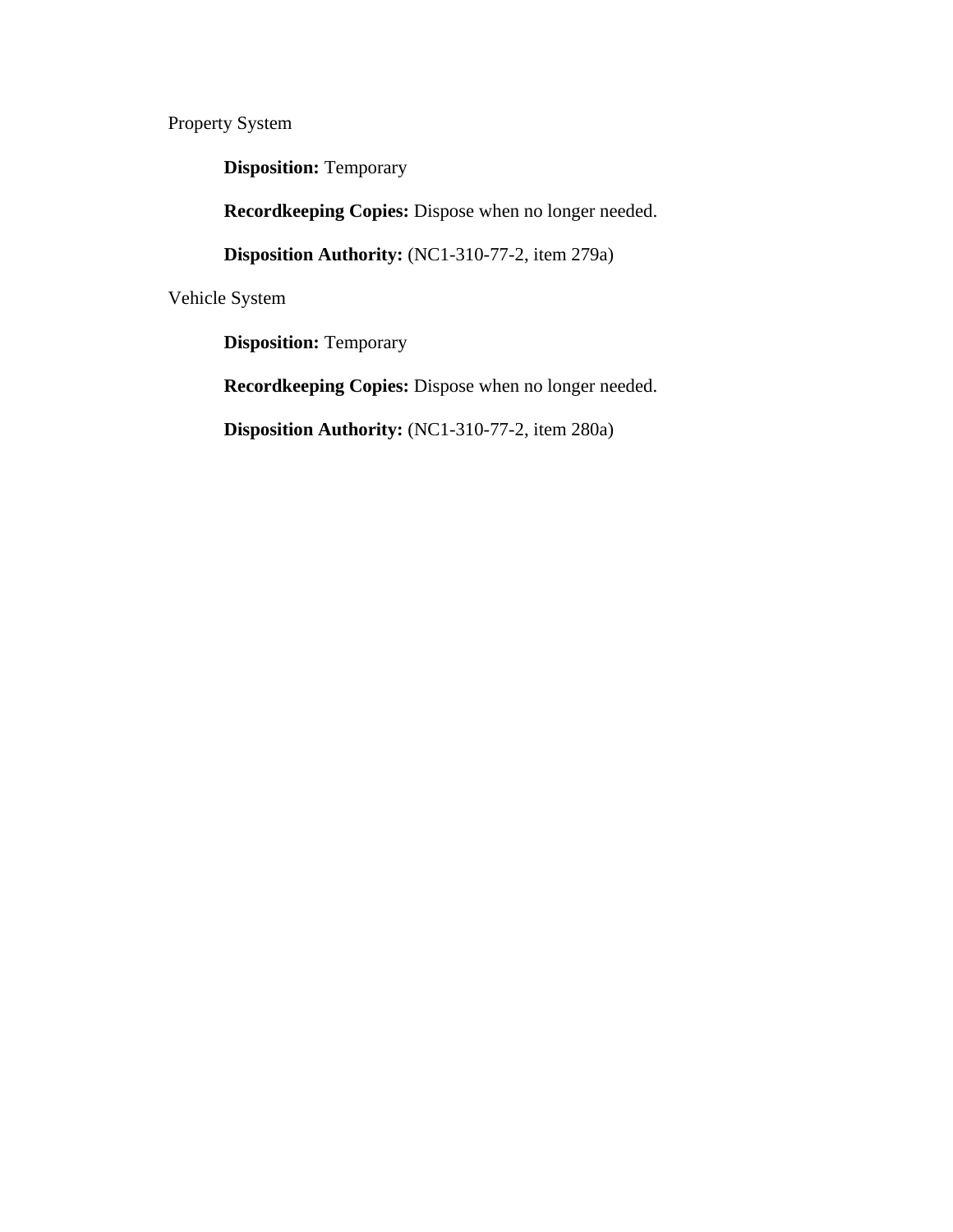Property System

**Disposition:** Temporary

**Recordkeeping Copies:** Dispose when no longer needed.

**Disposition Authority:** (NC1-310-77-2, item 279a)

Vehicle System

**Disposition:** Temporary

**Recordkeeping Copies:** Dispose when no longer needed.

**Disposition Authority:** (NC1-310-77-2, item 280a)